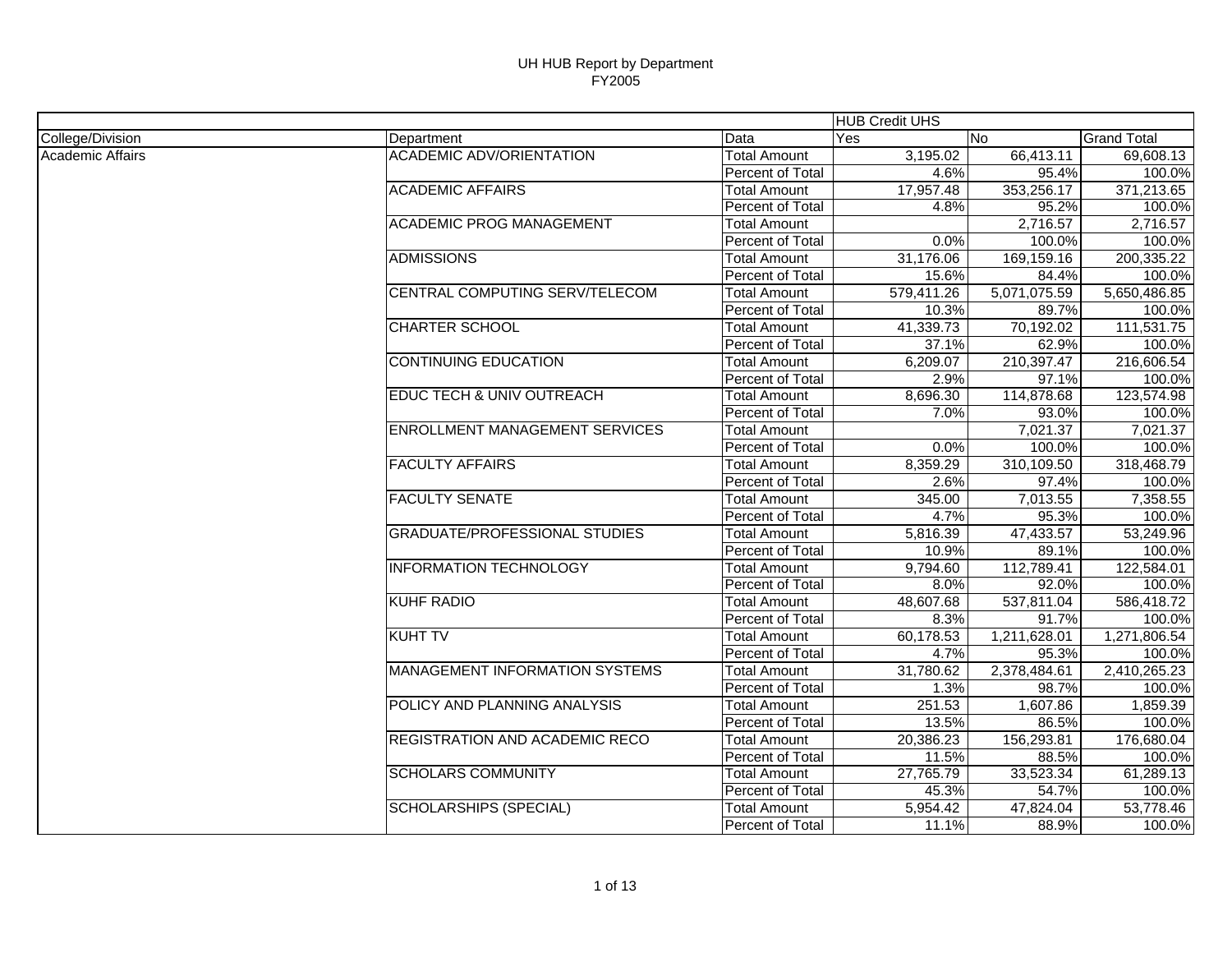# UH HUB Report by Department
## FY2005

| | | | HUB Credit UHS | | |
|---|---|---|---|---|---|
| College/Division | Department | Data | Yes | No | Grand Total |
| Academic Affairs | ACADEMIC ADV/ORIENTATION | Total Amount | 3,195.02 | 66,413.11 | 69,608.13 |
| | | Percent of Total | 4.6% | 95.4% | 100.0% |
| | ACADEMIC AFFAIRS | Total Amount | 17,957.48 | 353,256.17 | 371,213.65 |
| | | Percent of Total | 4.8% | 95.2% | 100.0% |
| | ACADEMIC PROG MANAGEMENT | Total Amount | | 2,716.57 | 2,716.57 |
| | | Percent of Total | 0.0% | 100.0% | 100.0% |
| | ADMISSIONS | Total Amount | 31,176.06 | 169,159.16 | 200,335.22 |
| | | Percent of Total | 15.6% | 84.4% | 100.0% |
| | CENTRAL COMPUTING SERV/TELECOM | Total Amount | 579,411.26 | 5,071,075.59 | 5,650,486.85 |
| | | Percent of Total | 10.3% | 89.7% | 100.0% |
| | CHARTER SCHOOL | Total Amount | 41,339.73 | 70,192.02 | 111,531.75 |
| | | Percent of Total | 37.1% | 62.9% | 100.0% |
| | CONTINUING EDUCATION | Total Amount | 6,209.07 | 210,397.47 | 216,606.54 |
| | | Percent of Total | 2.9% | 97.1% | 100.0% |
| | EDUC TECH & UNIV OUTREACH | Total Amount | 8,696.30 | 114,878.68 | 123,574.98 |
| | | Percent of Total | 7.0% | 93.0% | 100.0% |
| | ENROLLMENT MANAGEMENT SERVICES | Total Amount | | 7,021.37 | 7,021.37 |
| | | Percent of Total | 0.0% | 100.0% | 100.0% |
| | FACULTY AFFAIRS | Total Amount | 8,359.29 | 310,109.50 | 318,468.79 |
| | | Percent of Total | 2.6% | 97.4% | 100.0% |
| | FACULTY SENATE | Total Amount | 345.00 | 7,013.55 | 7,358.55 |
| | | Percent of Total | 4.7% | 95.3% | 100.0% |
| | GRADUATE/PROFESSIONAL STUDIES | Total Amount | 5,816.39 | 47,433.57 | 53,249.96 |
| | | Percent of Total | 10.9% | 89.1% | 100.0% |
| | INFORMATION TECHNOLOGY | Total Amount | 9,794.60 | 112,789.41 | 122,584.01 |
| | | Percent of Total | 8.0% | 92.0% | 100.0% |
| | KUHF RADIO | Total Amount | 48,607.68 | 537,811.04 | 586,418.72 |
| | | Percent of Total | 8.3% | 91.7% | 100.0% |
| | KUHT TV | Total Amount | 60,178.53 | 1,211,628.01 | 1,271,806.54 |
| | | Percent of Total | 4.7% | 95.3% | 100.0% |
| | MANAGEMENT INFORMATION SYSTEMS | Total Amount | 31,780.62 | 2,378,484.61 | 2,410,265.23 |
| | | Percent of Total | 1.3% | 98.7% | 100.0% |
| | POLICY AND PLANNING ANALYSIS | Total Amount | 251.53 | 1,607.86 | 1,859.39 |
| | | Percent of Total | 13.5% | 86.5% | 100.0% |
| | REGISTRATION AND ACADEMIC RECO | Total Amount | 20,386.23 | 156,293.81 | 176,680.04 |
| | | Percent of Total | 11.5% | 88.5% | 100.0% |
| | SCHOLARS COMMUNITY | Total Amount | 27,765.79 | 33,523.34 | 61,289.13 |
| | | Percent of Total | 45.3% | 54.7% | 100.0% |
| | SCHOLARSHIPS (SPECIAL) | Total Amount | 5,954.42 | 47,824.04 | 53,778.46 |
| | | Percent of Total | 11.1% | 88.9% | 100.0% |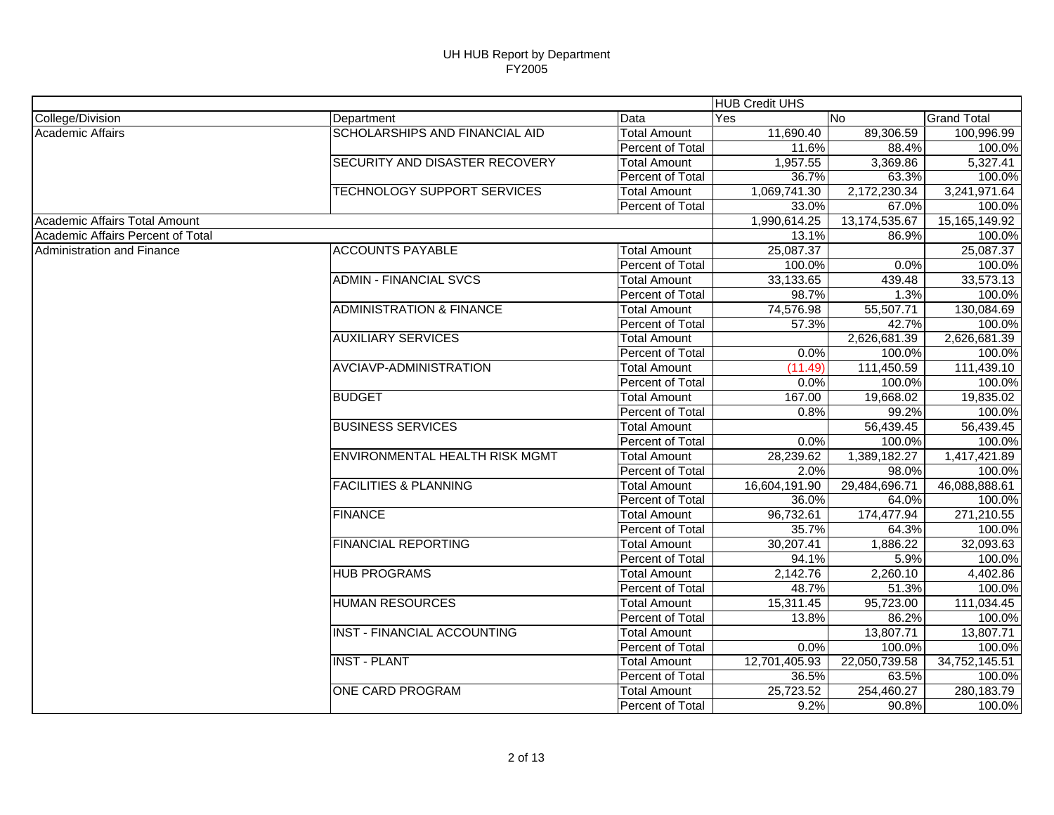# UH HUB Report by Department
## FY2005

| | | | HUB Credit UHS | | |
|---|---|---|---|---|---|
| College/Division | Department | Data | Yes | No | Grand Total |
| Academic Affairs | SCHOLARSHIPS AND FINANCIAL AID | Total Amount | 11,690.40 | 89,306.59 | 100,996.99 |
| | | Percent of Total | 11.6% | 88.4% | 100.0% |
| | SECURITY AND DISASTER RECOVERY | Total Amount | 1,957.55 | 3,369.86 | 5,327.41 |
| | | Percent of Total | 36.7% | 63.3% | 100.0% |
| | TECHNOLOGY SUPPORT SERVICES | Total Amount | 1,069,741.30 | 2,172,230.34 | 3,241,971.64 |
| | | Percent of Total | 33.0% | 67.0% | 100.0% |
| Academic Affairs Total Amount | | | 1,990,614.25 | 13,174,535.67 | 15,165,149.92 |
| Academic Affairs Percent of Total | | | 13.1% | 86.9% | 100.0% |
| Administration and Finance | ACCOUNTS PAYABLE | Total Amount | 25,087.37 | | 25,087.37 |
| | | Percent of Total | 100.0% | 0.0% | 100.0% |
| | ADMIN - FINANCIAL SVCS | Total Amount | 33,133.65 | 439.48 | 33,573.13 |
| | | Percent of Total | 98.7% | 1.3% | 100.0% |
| | ADMINISTRATION & FINANCE | Total Amount | 74,576.98 | 55,507.71 | 130,084.69 |
| | | Percent of Total | 57.3% | 42.7% | 100.0% |
| | AUXILIARY SERVICES | Total Amount | | 2,626,681.39 | 2,626,681.39 |
| | | Percent of Total | 0.0% | 100.0% | 100.0% |
| | AVCIAVP-ADMINISTRATION | Total Amount | (11.49) | 111,450.59 | 111,439.10 |
| | | Percent of Total | 0.0% | 100.0% | 100.0% |
| | BUDGET | Total Amount | 167.00 | 19,668.02 | 19,835.02 |
| | | Percent of Total | 0.8% | 99.2% | 100.0% |
| | BUSINESS SERVICES | Total Amount | | 56,439.45 | 56,439.45 |
| | | Percent of Total | 0.0% | 100.0% | 100.0% |
| | ENVIRONMENTAL HEALTH RISK MGMT | Total Amount | 28,239.62 | 1,389,182.27 | 1,417,421.89 |
| | | Percent of Total | 2.0% | 98.0% | 100.0% |
| | FACILITIES & PLANNING | Total Amount | 16,604,191.90 | 29,484,696.71 | 46,088,888.61 |
| | | Percent of Total | 36.0% | 64.0% | 100.0% |
| | FINANCE | Total Amount | 96,732.61 | 174,477.94 | 271,210.55 |
| | | Percent of Total | 35.7% | 64.3% | 100.0% |
| | FINANCIAL REPORTING | Total Amount | 30,207.41 | 1,886.22 | 32,093.63 |
| | | Percent of Total | 94.1% | 5.9% | 100.0% |
| | HUB PROGRAMS | Total Amount | 2,142.76 | 2,260.10 | 4,402.86 |
| | | Percent of Total | 48.7% | 51.3% | 100.0% |
| | HUMAN RESOURCES | Total Amount | 15,311.45 | 95,723.00 | 111,034.45 |
| | | Percent of Total | 13.8% | 86.2% | 100.0% |
| | INST - FINANCIAL ACCOUNTING | Total Amount | | 13,807.71 | 13,807.71 |
| | | Percent of Total | 0.0% | 100.0% | 100.0% |
| | INST - PLANT | Total Amount | 12,701,405.93 | 22,050,739.58 | 34,752,145.51 |
| | | Percent of Total | 36.5% | 63.5% | 100.0% |
| | ONE CARD PROGRAM | Total Amount | 25,723.52 | 254,460.27 | 280,183.79 |
| | | Percent of Total | 9.2% | 90.8% | 100.0% |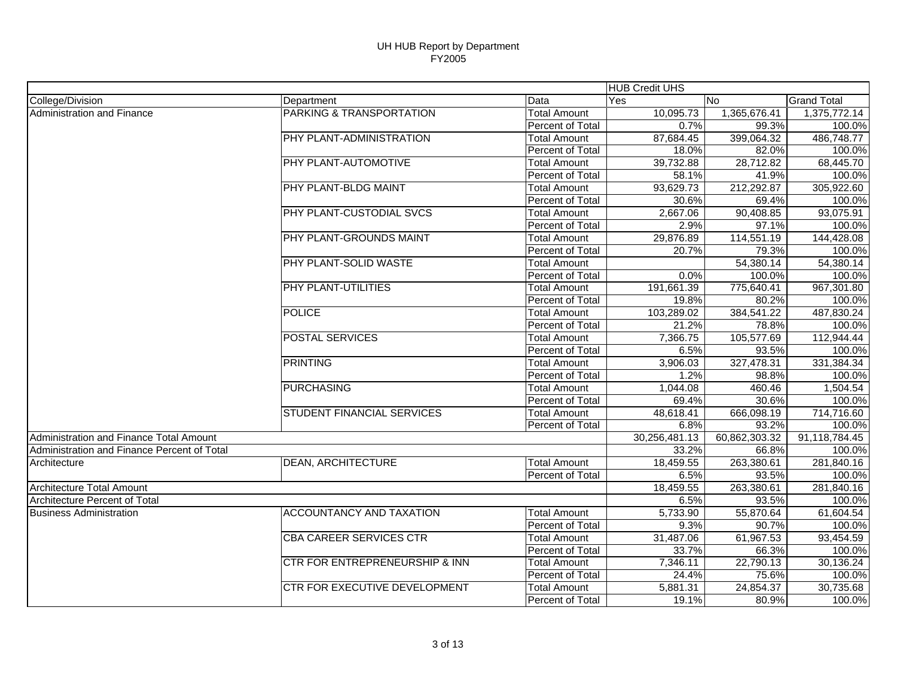# UH HUB Report by Department
FY2005

| | | | HUB Credit UHS | | |
|---|---|---|---|---|---|
| College/Division | Department | Data | Yes | No | Grand Total |
| Administration and Finance | PARKING & TRANSPORTATION | Total Amount | 10,095.73 | 1,365,676.41 | 1,375,772.14 |
| | | Percent of Total | 0.7% | 99.3% | 100.0% |
| | PHY PLANT-ADMINISTRATION | Total Amount | 87,684.45 | 399,064.32 | 486,748.77 |
| | | Percent of Total | 18.0% | 82.0% | 100.0% |
| | PHY PLANT-AUTOMOTIVE | Total Amount | 39,732.88 | 28,712.82 | 68,445.70 |
| | | Percent of Total | 58.1% | 41.9% | 100.0% |
| | PHY PLANT-BLDG MAINT | Total Amount | 93,629.73 | 212,292.87 | 305,922.60 |
| | | Percent of Total | 30.6% | 69.4% | 100.0% |
| | PHY PLANT-CUSTODIAL SVCS | Total Amount | 2,667.06 | 90,408.85 | 93,075.91 |
| | | Percent of Total | 2.9% | 97.1% | 100.0% |
| | PHY PLANT-GROUNDS MAINT | Total Amount | 29,876.89 | 114,551.19 | 144,428.08 |
| | | Percent of Total | 20.7% | 79.3% | 100.0% |
| | PHY PLANT-SOLID WASTE | Total Amount | | 54,380.14 | 54,380.14 |
| | | Percent of Total | 0.0% | 100.0% | 100.0% |
| | PHY PLANT-UTILITIES | Total Amount | 191,661.39 | 775,640.41 | 967,301.80 |
| | | Percent of Total | 19.8% | 80.2% | 100.0% |
| | POLICE | Total Amount | 103,289.02 | 384,541.22 | 487,830.24 |
| | | Percent of Total | 21.2% | 78.8% | 100.0% |
| | POSTAL SERVICES | Total Amount | 7,366.75 | 105,577.69 | 112,944.44 |
| | | Percent of Total | 6.5% | 93.5% | 100.0% |
| | PRINTING | Total Amount | 3,906.03 | 327,478.31 | 331,384.34 |
| | | Percent of Total | 1.2% | 98.8% | 100.0% |
| | PURCHASING | Total Amount | 1,044.08 | 460.46 | 1,504.54 |
| | | Percent of Total | 69.4% | 30.6% | 100.0% |
| | STUDENT FINANCIAL SERVICES | Total Amount | 48,618.41 | 666,098.19 | 714,716.60 |
| | | Percent of Total | 6.8% | 93.2% | 100.0% |
| Administration and Finance Total Amount | | | 30,256,481.13 | 60,862,303.32 | 91,118,784.45 |
| Administration and Finance Percent of Total | | | 33.2% | 66.8% | 100.0% |
| Architecture | DEAN, ARCHITECTURE | Total Amount | 18,459.55 | 263,380.61 | 281,840.16 |
| | | Percent of Total | 6.5% | 93.5% | 100.0% |
| Architecture Total Amount | | | 18,459.55 | 263,380.61 | 281,840.16 |
| Architecture Percent of Total | | | 6.5% | 93.5% | 100.0% |
| Business Administration | ACCOUNTANCY AND TAXATION | Total Amount | 5,733.90 | 55,870.64 | 61,604.54 |
| | | Percent of Total | 9.3% | 90.7% | 100.0% |
| | CBA CAREER SERVICES CTR | Total Amount | 31,487.06 | 61,967.53 | 93,454.59 |
| | | Percent of Total | 33.7% | 66.3% | 100.0% |
| | CTR FOR ENTREPRENEURSHIP & INN | Total Amount | 7,346.11 | 22,790.13 | 30,136.24 |
| | | Percent of Total | 24.4% | 75.6% | 100.0% |
| | CTR FOR EXECUTIVE DEVELOPMENT | Total Amount | 5,881.31 | 24,854.37 | 30,735.68 |
| | | Percent of Total | 19.1% | 80.9% | 100.0% |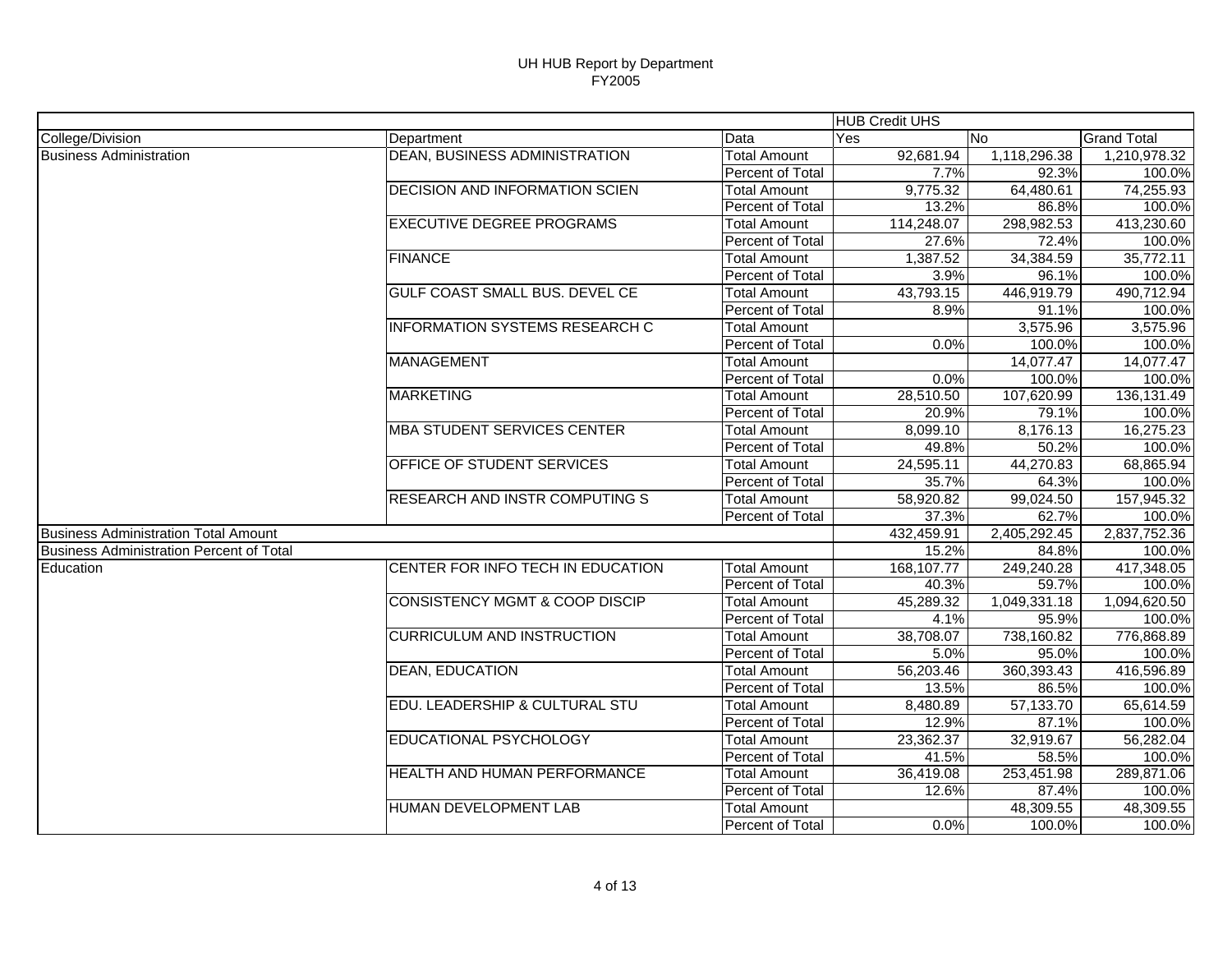# UH HUB Report by Department
## FY2005

| | | | HUB Credit UHS | | |
|---|---|---|---|---|---|
| College/Division | Department | Data | Yes | No | Grand Total |
| Business Administration | DEAN, BUSINESS ADMINISTRATION | Total Amount | 92,681.94 | 1,118,296.38 | 1,210,978.32 |
| | | Percent of Total | 7.7% | 92.3% | 100.0% |
| | DECISION AND INFORMATION SCIEN | Total Amount | 9,775.32 | 64,480.61 | 74,255.93 |
| | | Percent of Total | 13.2% | 86.8% | 100.0% |
| | EXECUTIVE DEGREE PROGRAMS | Total Amount | 114,248.07 | 298,982.53 | 413,230.60 |
| | | Percent of Total | 27.6% | 72.4% | 100.0% |
| | FINANCE | Total Amount | 1,387.52 | 34,384.59 | 35,772.11 |
| | | Percent of Total | 3.9% | 96.1% | 100.0% |
| | GULF COAST SMALL BUS. DEVEL CE | Total Amount | 43,793.15 | 446,919.79 | 490,712.94 |
| | | Percent of Total | 8.9% | 91.1% | 100.0% |
| | INFORMATION SYSTEMS RESEARCH C | Total Amount | | 3,575.96 | 3,575.96 |
| | | Percent of Total | 0.0% | 100.0% | 100.0% |
| | MANAGEMENT | Total Amount | | 14,077.47 | 14,077.47 |
| | | Percent of Total | 0.0% | 100.0% | 100.0% |
| | MARKETING | Total Amount | 28,510.50 | 107,620.99 | 136,131.49 |
| | | Percent of Total | 20.9% | 79.1% | 100.0% |
| | MBA STUDENT SERVICES CENTER | Total Amount | 8,099.10 | 8,176.13 | 16,275.23 |
| | | Percent of Total | 49.8% | 50.2% | 100.0% |
| | OFFICE OF STUDENT SERVICES | Total Amount | 24,595.11 | 44,270.83 | 68,865.94 |
| | | Percent of Total | 35.7% | 64.3% | 100.0% |
| | RESEARCH AND INSTR COMPUTING S | Total Amount | 58,920.82 | 99,024.50 | 157,945.32 |
| | | Percent of Total | 37.3% | 62.7% | 100.0% |
| Business Administration Total Amount | | | 432,459.91 | 2,405,292.45 | 2,837,752.36 |
| Business Administration Percent of Total | | | 15.2% | 84.8% | 100.0% |
| Education | CENTER FOR INFO TECH IN EDUCATION | Total Amount | 168,107.77 | 249,240.28 | 417,348.05 |
| | | Percent of Total | 40.3% | 59.7% | 100.0% |
| | CONSISTENCY MGMT & COOP DISCIP | Total Amount | 45,289.32 | 1,049,331.18 | 1,094,620.50 |
| | | Percent of Total | 4.1% | 95.9% | 100.0% |
| | CURRICULUM AND INSTRUCTION | Total Amount | 38,708.07 | 738,160.82 | 776,868.89 |
| | | Percent of Total | 5.0% | 95.0% | 100.0% |
| | DEAN, EDUCATION | Total Amount | 56,203.46 | 360,393.43 | 416,596.89 |
| | | Percent of Total | 13.5% | 86.5% | 100.0% |
| | EDU. LEADERSHIP & CULTURAL STU | Total Amount | 8,480.89 | 57,133.70 | 65,614.59 |
| | | Percent of Total | 12.9% | 87.1% | 100.0% |
| | EDUCATIONAL PSYCHOLOGY | Total Amount | 23,362.37 | 32,919.67 | 56,282.04 |
| | | Percent of Total | 41.5% | 58.5% | 100.0% |
| | HEALTH AND HUMAN PERFORMANCE | Total Amount | 36,419.08 | 253,451.98 | 289,871.06 |
| | | Percent of Total | 12.6% | 87.4% | 100.0% |
| | HUMAN DEVELOPMENT LAB | Total Amount | | 48,309.55 | 48,309.55 |
| | | Percent of Total | 0.0% | 100.0% | 100.0% |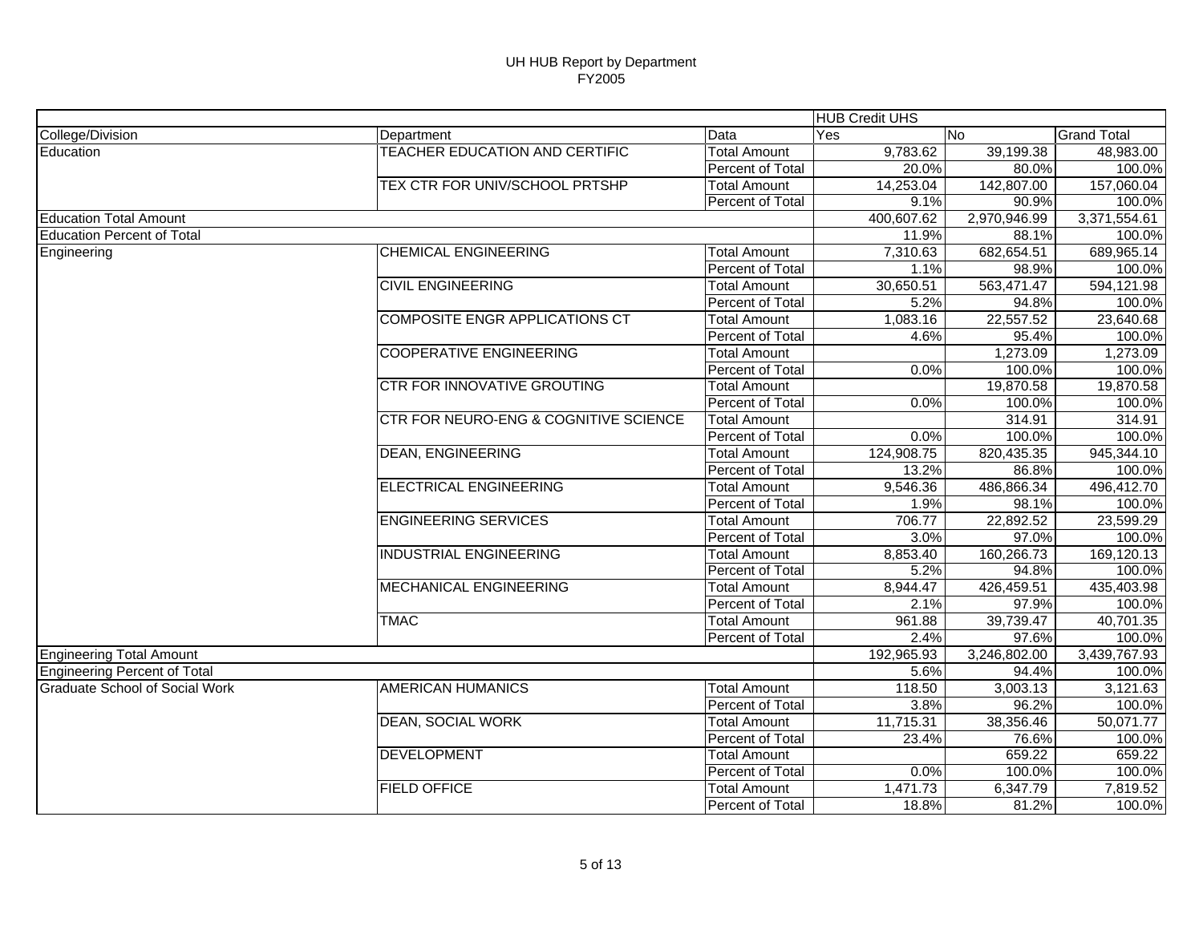# UH HUB Report by Department

FY2005

| | | | HUB Credit UHS | | |
|---|---|---|---|---|---|
| College/Division | Department | Data | Yes | No | Grand Total |
| Education | TEACHER EDUCATION AND CERTIFIC | Total Amount | 9,783.62 | 39,199.38 | 48,983.00 |
| | | Percent of Total | 20.0% | 80.0% | 100.0% |
| | TEX CTR FOR UNIV/SCHOOL PRTSHP | Total Amount | 14,253.04 | 142,807.00 | 157,060.04 |
| | | Percent of Total | 9.1% | 90.9% | 100.0% |
| Education Total Amount | | | 400,607.62 | 2,970,946.99 | 3,371,554.61 |
| Education Percent of Total | | | 11.9% | 88.1% | 100.0% |
| Engineering | CHEMICAL ENGINEERING | Total Amount | 7,310.63 | 682,654.51 | 689,965.14 |
| | | Percent of Total | 1.1% | 98.9% | 100.0% |
| | CIVIL ENGINEERING | Total Amount | 30,650.51 | 563,471.47 | 594,121.98 |
| | | Percent of Total | 5.2% | 94.8% | 100.0% |
| | COMPOSITE ENGR APPLICATIONS CT | Total Amount | 1,083.16 | 22,557.52 | 23,640.68 |
| | | Percent of Total | 4.6% | 95.4% | 100.0% |
| | COOPERATIVE ENGINEERING | Total Amount | | 1,273.09 | 1,273.09 |
| | | Percent of Total | 0.0% | 100.0% | 100.0% |
| | CTR FOR INNOVATIVE GROUTING | Total Amount | | 19,870.58 | 19,870.58 |
| | | Percent of Total | 0.0% | 100.0% | 100.0% |
| | CTR FOR NEURO-ENG & COGNITIVE SCIENCE | Total Amount | | 314.91 | 314.91 |
| | | Percent of Total | 0.0% | 100.0% | 100.0% |
| | DEAN, ENGINEERING | Total Amount | 124,908.75 | 820,435.35 | 945,344.10 |
| | | Percent of Total | 13.2% | 86.8% | 100.0% |
| | ELECTRICAL ENGINEERING | Total Amount | 9,546.36 | 486,866.34 | 496,412.70 |
| | | Percent of Total | 1.9% | 98.1% | 100.0% |
| | ENGINEERING SERVICES | Total Amount | 706.77 | 22,892.52 | 23,599.29 |
| | | Percent of Total | 3.0% | 97.0% | 100.0% |
| | INDUSTRIAL ENGINEERING | Total Amount | 8,853.40 | 160,266.73 | 169,120.13 |
| | | Percent of Total | 5.2% | 94.8% | 100.0% |
| | MECHANICAL ENGINEERING | Total Amount | 8,944.47 | 426,459.51 | 435,403.98 |
| | | Percent of Total | 2.1% | 97.9% | 100.0% |
| | TMAC | Total Amount | 961.88 | 39,739.47 | 40,701.35 |
| | | Percent of Total | 2.4% | 97.6% | 100.0% |
| Engineering Total Amount | | | 192,965.93 | 3,246,802.00 | 3,439,767.93 |
| Engineering Percent of Total | | | 5.6% | 94.4% | 100.0% |
| Graduate School of Social Work | AMERICAN HUMANICS | Total Amount | 118.50 | 3,003.13 | 3,121.63 |
| | | Percent of Total | 3.8% | 96.2% | 100.0% |
| | DEAN, SOCIAL WORK | Total Amount | 11,715.31 | 38,356.46 | 50,071.77 |
| | | Percent of Total | 23.4% | 76.6% | 100.0% |
| | DEVELOPMENT | Total Amount | | 659.22 | 659.22 |
| | | Percent of Total | 0.0% | 100.0% | 100.0% |
| | FIELD OFFICE | Total Amount | 1,471.73 | 6,347.79 | 7,819.52 |
| | | Percent of Total | 18.8% | 81.2% | 100.0% |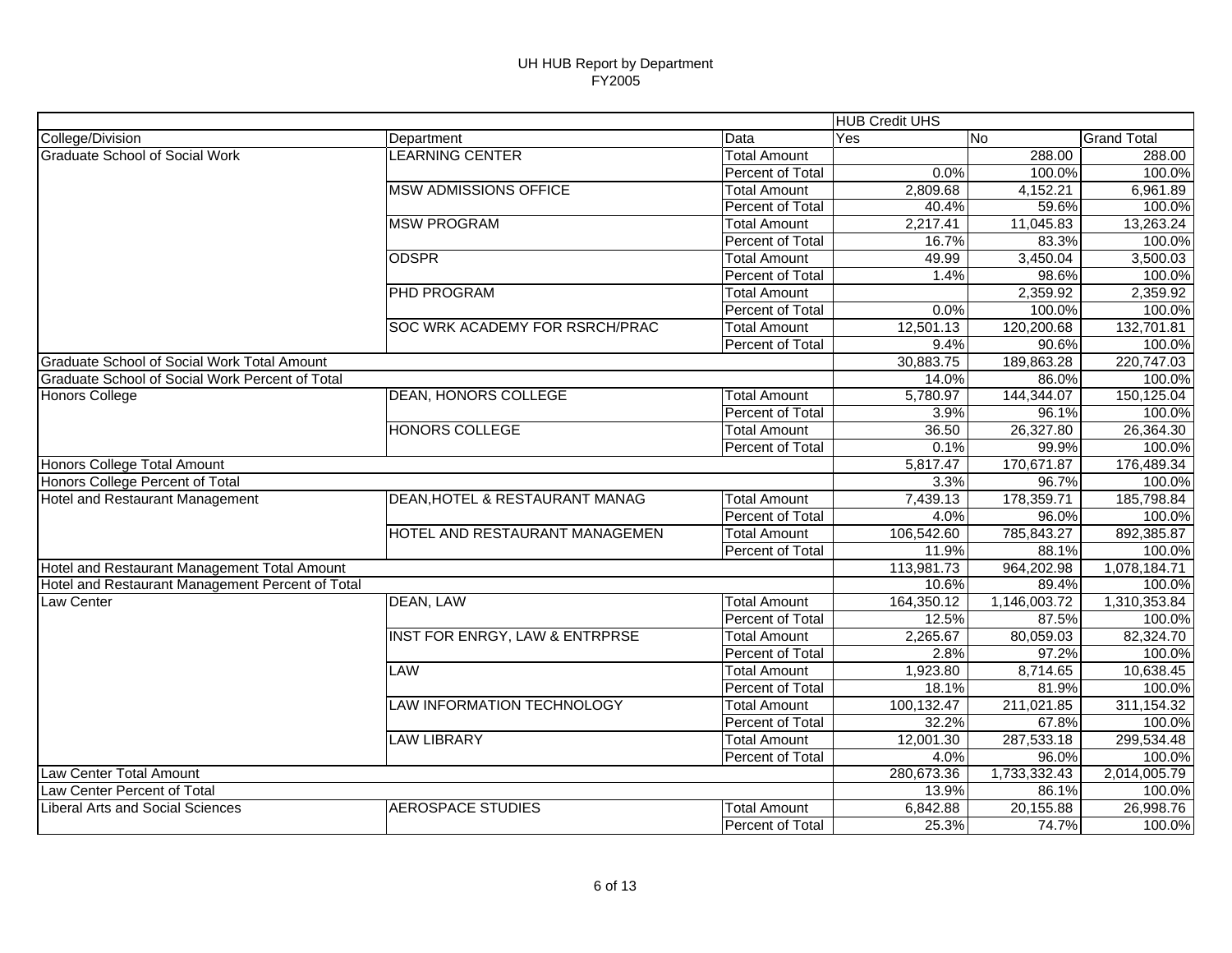# UH HUB Report by Department
FY2005

| | | | HUB Credit UHS | | |
|---|---|---|---|---|---|
| College/Division | Department | Data | Yes | No | Grand Total |
| Graduate School of Social Work | LEARNING CENTER | Total Amount | | 288.00 | 288.00 |
| | | Percent of Total | 0.0% | 100.0% | 100.0% |
| | MSW ADMISSIONS OFFICE | Total Amount | 2,809.68 | 4,152.21 | 6,961.89 |
| | | Percent of Total | 40.4% | 59.6% | 100.0% |
| | MSW PROGRAM | Total Amount | 2,217.41 | 11,045.83 | 13,263.24 |
| | | Percent of Total | 16.7% | 83.3% | 100.0% |
| | ODSPR | Total Amount | 49.99 | 3,450.04 | 3,500.03 |
| | | Percent of Total | 1.4% | 98.6% | 100.0% |
| | PHD PROGRAM | Total Amount | | 2,359.92 | 2,359.92 |
| | | Percent of Total | 0.0% | 100.0% | 100.0% |
| | SOC WRK ACADEMY FOR RSRCH/PRAC | Total Amount | 12,501.13 | 120,200.68 | 132,701.81 |
| | | Percent of Total | 9.4% | 90.6% | 100.0% |
| Graduate School of Social Work Total Amount | | | 30,883.75 | 189,863.28 | 220,747.03 |
| Graduate School of Social Work Percent of Total | | | 14.0% | 86.0% | 100.0% |
| Honors College | DEAN, HONORS COLLEGE | Total Amount | 5,780.97 | 144,344.07 | 150,125.04 |
| | | Percent of Total | 3.9% | 96.1% | 100.0% |
| | HONORS COLLEGE | Total Amount | 36.50 | 26,327.80 | 26,364.30 |
| | | Percent of Total | 0.1% | 99.9% | 100.0% |
| Honors College Total Amount | | | 5,817.47 | 170,671.87 | 176,489.34 |
| Honors College Percent of Total | | | 3.3% | 96.7% | 100.0% |
| Hotel and Restaurant Management | DEAN,HOTEL & RESTAURANT MANAG | Total Amount | 7,439.13 | 178,359.71 | 185,798.84 |
| | | Percent of Total | 4.0% | 96.0% | 100.0% |
| | HOTEL AND RESTAURANT MANAGEMEN | Total Amount | 106,542.60 | 785,843.27 | 892,385.87 |
| | | Percent of Total | 11.9% | 88.1% | 100.0% |
| Hotel and Restaurant Management Total Amount | | | 113,981.73 | 964,202.98 | 1,078,184.71 |
| Hotel and Restaurant Management Percent of Total | | | 10.6% | 89.4% | 100.0% |
| Law Center | DEAN, LAW | Total Amount | 164,350.12 | 1,146,003.72 | 1,310,353.84 |
| | | Percent of Total | 12.5% | 87.5% | 100.0% |
| | INST FOR ENRGY, LAW & ENTRPRSE | Total Amount | 2,265.67 | 80,059.03 | 82,324.70 |
| | | Percent of Total | 2.8% | 97.2% | 100.0% |
| | LAW | Total Amount | 1,923.80 | 8,714.65 | 10,638.45 |
| | | Percent of Total | 18.1% | 81.9% | 100.0% |
| | LAW INFORMATION TECHNOLOGY | Total Amount | 100,132.47 | 211,021.85 | 311,154.32 |
| | | Percent of Total | 32.2% | 67.8% | 100.0% |
| | LAW LIBRARY | Total Amount | 12,001.30 | 287,533.18 | 299,534.48 |
| | | Percent of Total | 4.0% | 96.0% | 100.0% |
| Law Center Total Amount | | | 280,673.36 | 1,733,332.43 | 2,014,005.79 |
| Law Center Percent of Total | | | 13.9% | 86.1% | 100.0% |
| Liberal Arts and Social Sciences | AEROSPACE STUDIES | Total Amount | 6,842.88 | 20,155.88 | 26,998.76 |
| | | Percent of Total | 25.3% | 74.7% | 100.0% |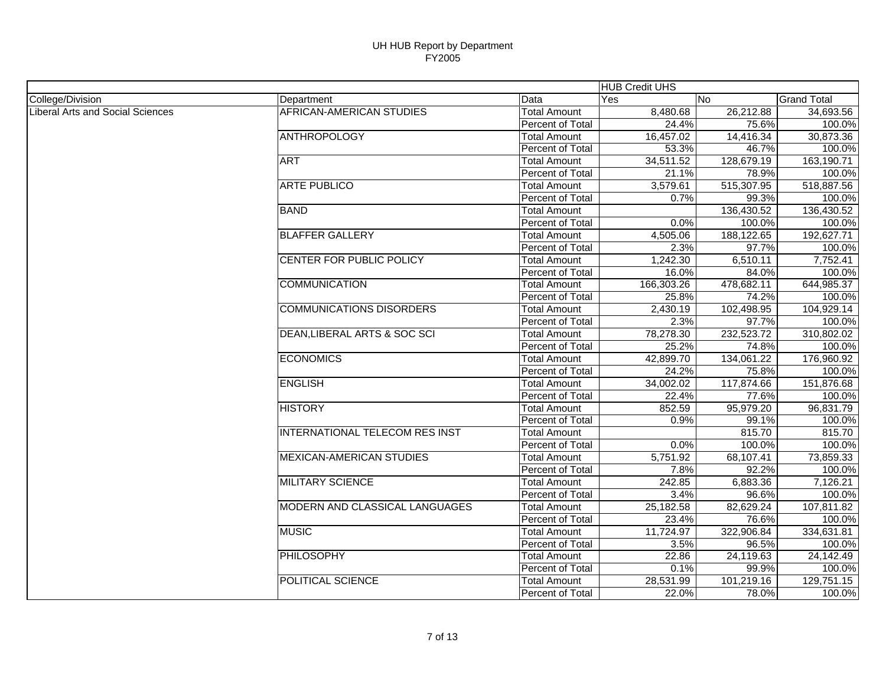# UH HUB Report by Department
## FY2005

| | | | HUB Credit UHS | | |
|---|---|---|---|---|---|
| College/Division | Department | Data | Yes | No | Grand Total |
| Liberal Arts and Social Sciences | AFRICAN-AMERICAN STUDIES | Total Amount | 8,480.68 | 26,212.88 | 34,693.56 |
| | | Percent of Total | 24.4% | 75.6% | 100.0% |
| | ANTHROPOLOGY | Total Amount | 16,457.02 | 14,416.34 | 30,873.36 |
| | | Percent of Total | 53.3% | 46.7% | 100.0% |
| | ART | Total Amount | 34,511.52 | 128,679.19 | 163,190.71 |
| | | Percent of Total | 21.1% | 78.9% | 100.0% |
| | ARTE PUBLICO | Total Amount | 3,579.61 | 515,307.95 | 518,887.56 |
| | | Percent of Total | 0.7% | 99.3% | 100.0% |
| | BAND | Total Amount | | 136,430.52 | 136,430.52 |
| | | Percent of Total | 0.0% | 100.0% | 100.0% |
| | BLAFFER GALLERY | Total Amount | 4,505.06 | 188,122.65 | 192,627.71 |
| | | Percent of Total | 2.3% | 97.7% | 100.0% |
| | CENTER FOR PUBLIC POLICY | Total Amount | 1,242.30 | 6,510.11 | 7,752.41 |
| | | Percent of Total | 16.0% | 84.0% | 100.0% |
| | COMMUNICATION | Total Amount | 166,303.26 | 478,682.11 | 644,985.37 |
| | | Percent of Total | 25.8% | 74.2% | 100.0% |
| | COMMUNICATIONS DISORDERS | Total Amount | 2,430.19 | 102,498.95 | 104,929.14 |
| | | Percent of Total | 2.3% | 97.7% | 100.0% |
| | DEAN,LIBERAL ARTS & SOC SCI | Total Amount | 78,278.30 | 232,523.72 | 310,802.02 |
| | | Percent of Total | 25.2% | 74.8% | 100.0% |
| | ECONOMICS | Total Amount | 42,899.70 | 134,061.22 | 176,960.92 |
| | | Percent of Total | 24.2% | 75.8% | 100.0% |
| | ENGLISH | Total Amount | 34,002.02 | 117,874.66 | 151,876.68 |
| | | Percent of Total | 22.4% | 77.6% | 100.0% |
| | HISTORY | Total Amount | 852.59 | 95,979.20 | 96,831.79 |
| | | Percent of Total | 0.9% | 99.1% | 100.0% |
| | INTERNATIONAL TELECOM RES INST | Total Amount | | 815.70 | 815.70 |
| | | Percent of Total | 0.0% | 100.0% | 100.0% |
| | MEXICAN-AMERICAN STUDIES | Total Amount | 5,751.92 | 68,107.41 | 73,859.33 |
| | | Percent of Total | 7.8% | 92.2% | 100.0% |
| | MILITARY SCIENCE | Total Amount | 242.85 | 6,883.36 | 7,126.21 |
| | | Percent of Total | 3.4% | 96.6% | 100.0% |
| | MODERN AND CLASSICAL LANGUAGES | Total Amount | 25,182.58 | 82,629.24 | 107,811.82 |
| | | Percent of Total | 23.4% | 76.6% | 100.0% |
| | MUSIC | Total Amount | 11,724.97 | 322,906.84 | 334,631.81 |
| | | Percent of Total | 3.5% | 96.5% | 100.0% |
| | PHILOSOPHY | Total Amount | 22.86 | 24,119.63 | 24,142.49 |
| | | Percent of Total | 0.1% | 99.9% | 100.0% |
| | POLITICAL SCIENCE | Total Amount | 28,531.99 | 101,219.16 | 129,751.15 |
| | | Percent of Total | 22.0% | 78.0% | 100.0% |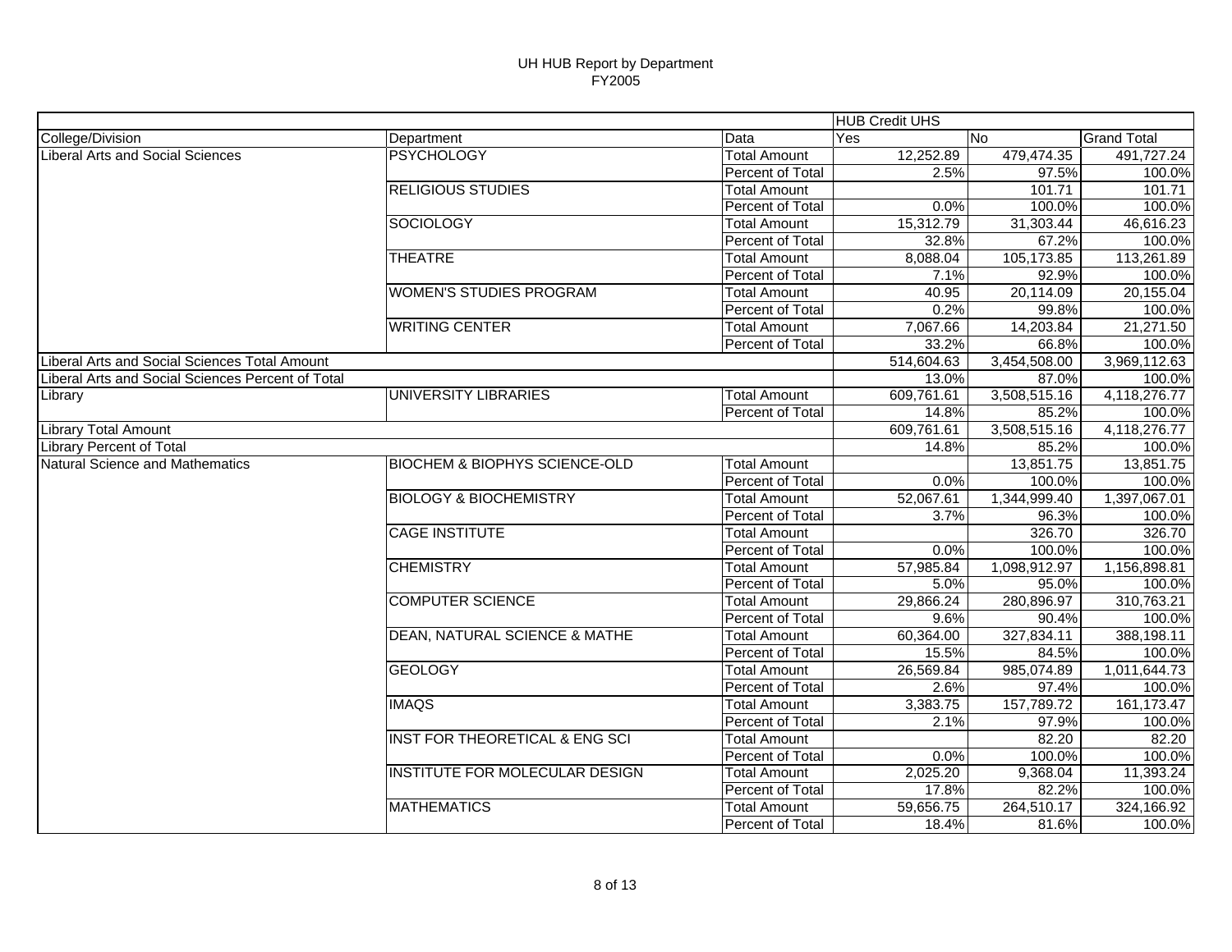# UH HUB Report by Department
## FY2005

| | | | HUB Credit UHS | | |
|---|---|---|---|---|---|
| College/Division | Department | Data | Yes | No | Grand Total |
| Liberal Arts and Social Sciences | PSYCHOLOGY | Total Amount | 12,252.89 | 479,474.35 | 491,727.24 |
| | | Percent of Total | 2.5% | 97.5% | 100.0% |
| | RELIGIOUS STUDIES | Total Amount | | 101.71 | 101.71 |
| | | Percent of Total | 0.0% | 100.0% | 100.0% |
| | SOCIOLOGY | Total Amount | 15,312.79 | 31,303.44 | 46,616.23 |
| | | Percent of Total | 32.8% | 67.2% | 100.0% |
| | THEATRE | Total Amount | 8,088.04 | 105,173.85 | 113,261.89 |
| | | Percent of Total | 7.1% | 92.9% | 100.0% |
| | WOMEN'S STUDIES PROGRAM | Total Amount | 40.95 | 20,114.09 | 20,155.04 |
| | | Percent of Total | 0.2% | 99.8% | 100.0% |
| | WRITING CENTER | Total Amount | 7,067.66 | 14,203.84 | 21,271.50 |
| | | Percent of Total | 33.2% | 66.8% | 100.0% |
| Liberal Arts and Social Sciences Total Amount | | | 514,604.63 | 3,454,508.00 | 3,969,112.63 |
| Liberal Arts and Social Sciences Percent of Total | | | 13.0% | 87.0% | 100.0% |
| Library | UNIVERSITY LIBRARIES | Total Amount | 609,761.61 | 3,508,515.16 | 4,118,276.77 |
| | | Percent of Total | 14.8% | 85.2% | 100.0% |
| Library Total Amount | | | 609,761.61 | 3,508,515.16 | 4,118,276.77 |
| Library Percent of Total | | | 14.8% | 85.2% | 100.0% |
| Natural Science and Mathematics | BIOCHEM & BIOPHYS SCIENCE-OLD | Total Amount | | 13,851.75 | 13,851.75 |
| | | Percent of Total | 0.0% | 100.0% | 100.0% |
| | BIOLOGY & BIOCHEMISTRY | Total Amount | 52,067.61 | 1,344,999.40 | 1,397,067.01 |
| | | Percent of Total | 3.7% | 96.3% | 100.0% |
| | CAGE INSTITUTE | Total Amount | | 326.70 | 326.70 |
| | | Percent of Total | 0.0% | 100.0% | 100.0% |
| | CHEMISTRY | Total Amount | 57,985.84 | 1,098,912.97 | 1,156,898.81 |
| | | Percent of Total | 5.0% | 95.0% | 100.0% |
| | COMPUTER SCIENCE | Total Amount | 29,866.24 | 280,896.97 | 310,763.21 |
| | | Percent of Total | 9.6% | 90.4% | 100.0% |
| | DEAN, NATURAL SCIENCE & MATHE | Total Amount | 60,364.00 | 327,834.11 | 388,198.11 |
| | | Percent of Total | 15.5% | 84.5% | 100.0% |
| | GEOLOGY | Total Amount | 26,569.84 | 985,074.89 | 1,011,644.73 |
| | | Percent of Total | 2.6% | 97.4% | 100.0% |
| | IMAQS | Total Amount | 3,383.75 | 157,789.72 | 161,173.47 |
| | | Percent of Total | 2.1% | 97.9% | 100.0% |
| | INST FOR THEORETICAL & ENG SCI | Total Amount | | 82.20 | 82.20 |
| | | Percent of Total | 0.0% | 100.0% | 100.0% |
| | INSTITUTE FOR MOLECULAR DESIGN | Total Amount | 2,025.20 | 9,368.04 | 11,393.24 |
| | | Percent of Total | 17.8% | 82.2% | 100.0% |
| | MATHEMATICS | Total Amount | 59,656.75 | 264,510.17 | 324,166.92 |
| | | Percent of Total | 18.4% | 81.6% | 100.0% |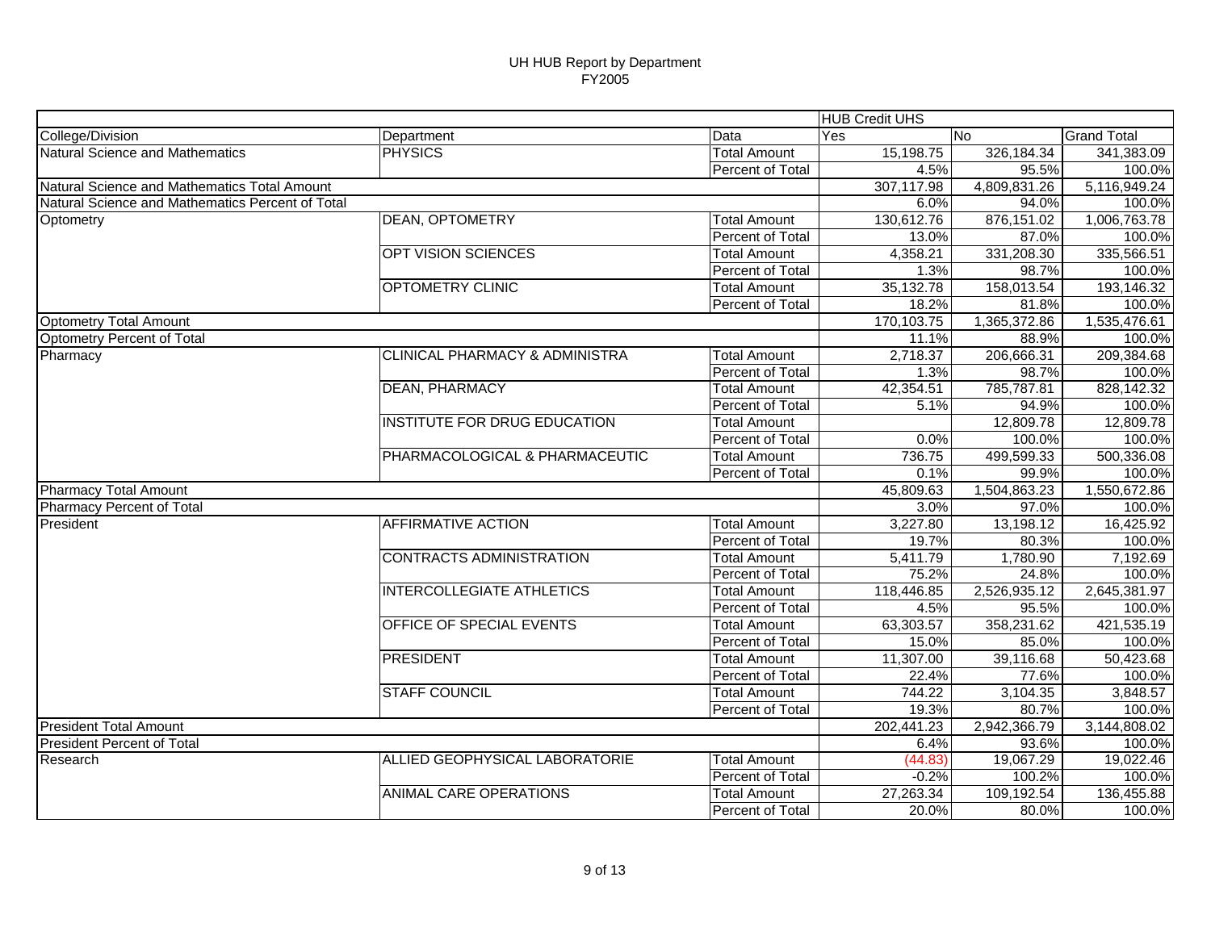# UH HUB Report by Department
## FY2005

| | | | HUB Credit UHS | | |
|---|---|---|---|---|---|
| College/Division | Department | Data | Yes | No | Grand Total |
| Natural Science and Mathematics | PHYSICS | Total Amount | 15,198.75 | 326,184.34 | 341,383.09 |
| | | Percent of Total | 4.5% | 95.5% | 100.0% |
| Natural Science and Mathematics Total Amount | | | 307,117.98 | 4,809,831.26 | 5,116,949.24 |
| Natural Science and Mathematics Percent of Total | | | 6.0% | 94.0% | 100.0% |
| Optometry | DEAN, OPTOMETRY | Total Amount | 130,612.76 | 876,151.02 | 1,006,763.78 |
| | | Percent of Total | 13.0% | 87.0% | 100.0% |
| | OPT VISION SCIENCES | Total Amount | 4,358.21 | 331,208.30 | 335,566.51 |
| | | Percent of Total | 1.3% | 98.7% | 100.0% |
| | OPTOMETRY CLINIC | Total Amount | 35,132.78 | 158,013.54 | 193,146.32 |
| | | Percent of Total | 18.2% | 81.8% | 100.0% |
| Optometry Total Amount | | | 170,103.75 | 1,365,372.86 | 1,535,476.61 |
| Optometry Percent of Total | | | 11.1% | 88.9% | 100.0% |
| Pharmacy | CLINICAL PHARMACY & ADMINISTRA | Total Amount | 2,718.37 | 206,666.31 | 209,384.68 |
| | | Percent of Total | 1.3% | 98.7% | 100.0% |
| | DEAN, PHARMACY | Total Amount | 42,354.51 | 785,787.81 | 828,142.32 |
| | | Percent of Total | 5.1% | 94.9% | 100.0% |
| | INSTITUTE FOR DRUG EDUCATION | Total Amount | | 12,809.78 | 12,809.78 |
| | | Percent of Total | 0.0% | 100.0% | 100.0% |
| | PHARMACOLOGICAL & PHARMACEUTIC | Total Amount | 736.75 | 499,599.33 | 500,336.08 |
| | | Percent of Total | 0.1% | 99.9% | 100.0% |
| Pharmacy Total Amount | | | 45,809.63 | 1,504,863.23 | 1,550,672.86 |
| Pharmacy Percent of Total | | | 3.0% | 97.0% | 100.0% |
| President | AFFIRMATIVE ACTION | Total Amount | 3,227.80 | 13,198.12 | 16,425.92 |
| | | Percent of Total | 19.7% | 80.3% | 100.0% |
| | CONTRACTS ADMINISTRATION | Total Amount | 5,411.79 | 1,780.90 | 7,192.69 |
| | | Percent of Total | 75.2% | 24.8% | 100.0% |
| | INTERCOLLEGIATE ATHLETICS | Total Amount | 118,446.85 | 2,526,935.12 | 2,645,381.97 |
| | | Percent of Total | 4.5% | 95.5% | 100.0% |
| | OFFICE OF SPECIAL EVENTS | Total Amount | 63,303.57 | 358,231.62 | 421,535.19 |
| | | Percent of Total | 15.0% | 85.0% | 100.0% |
| | PRESIDENT | Total Amount | 11,307.00 | 39,116.68 | 50,423.68 |
| | | Percent of Total | 22.4% | 77.6% | 100.0% |
| | STAFF COUNCIL | Total Amount | 744.22 | 3,104.35 | 3,848.57 |
| | | Percent of Total | 19.3% | 80.7% | 100.0% |
| President Total Amount | | | 202,441.23 | 2,942,366.79 | 3,144,808.02 |
| President Percent of Total | | | 6.4% | 93.6% | 100.0% |
| Research | ALLIED GEOPHYSICAL LABORATORIE | Total Amount | (44.83) | 19,067.29 | 19,022.46 |
| | | Percent of Total | -0.2% | 100.2% | 100.0% |
| | ANIMAL CARE OPERATIONS | Total Amount | 27,263.34 | 109,192.54 | 136,455.88 |
| | | Percent of Total | 20.0% | 80.0% | 100.0% |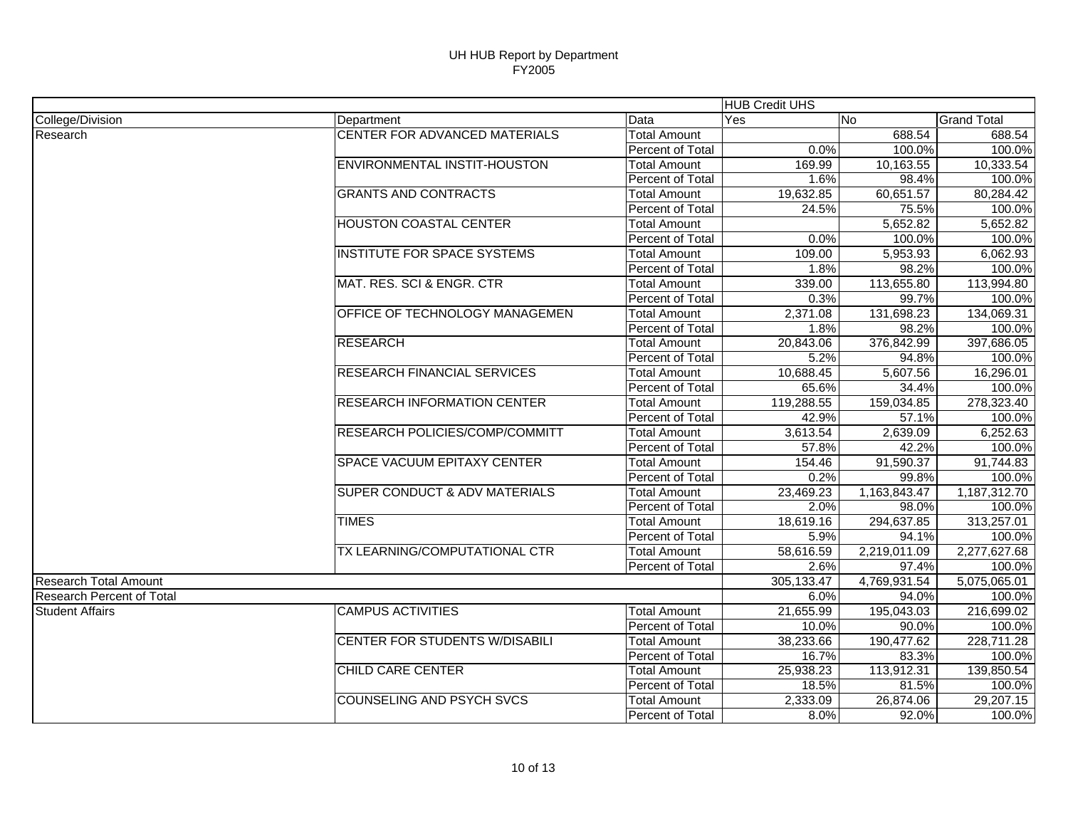# UH HUB Report by Department
## FY2005

| | | | HUB Credit UHS | | |
|---|---|---|---|---|---|
| College/Division | Department | Data | Yes | No | Grand Total |
| Research | CENTER FOR ADVANCED MATERIALS | Total Amount | | 688.54 | 688.54 |
| | | Percent of Total | 0.0% | 100.0% | 100.0% |
| | ENVIRONMENTAL INSTIT-HOUSTON | Total Amount | 169.99 | 10,163.55 | 10,333.54 |
| | | Percent of Total | 1.6% | 98.4% | 100.0% |
| | GRANTS AND CONTRACTS | Total Amount | 19,632.85 | 60,651.57 | 80,284.42 |
| | | Percent of Total | 24.5% | 75.5% | 100.0% |
| | HOUSTON COASTAL CENTER | Total Amount | | 5,652.82 | 5,652.82 |
| | | Percent of Total | 0.0% | 100.0% | 100.0% |
| | INSTITUTE FOR SPACE SYSTEMS | Total Amount | 109.00 | 5,953.93 | 6,062.93 |
| | | Percent of Total | 1.8% | 98.2% | 100.0% |
| | MAT. RES. SCI & ENGR. CTR | Total Amount | 339.00 | 113,655.80 | 113,994.80 |
| | | Percent of Total | 0.3% | 99.7% | 100.0% |
| | OFFICE OF TECHNOLOGY MANAGEMEN | Total Amount | 2,371.08 | 131,698.23 | 134,069.31 |
| | | Percent of Total | 1.8% | 98.2% | 100.0% |
| | RESEARCH | Total Amount | 20,843.06 | 376,842.99 | 397,686.05 |
| | | Percent of Total | 5.2% | 94.8% | 100.0% |
| | RESEARCH FINANCIAL SERVICES | Total Amount | 10,688.45 | 5,607.56 | 16,296.01 |
| | | Percent of Total | 65.6% | 34.4% | 100.0% |
| | RESEARCH INFORMATION CENTER | Total Amount | 119,288.55 | 159,034.85 | 278,323.40 |
| | | Percent of Total | 42.9% | 57.1% | 100.0% |
| | RESEARCH POLICIES/COMP/COMMITT | Total Amount | 3,613.54 | 2,639.09 | 6,252.63 |
| | | Percent of Total | 57.8% | 42.2% | 100.0% |
| | SPACE VACUUM EPITAXY CENTER | Total Amount | 154.46 | 91,590.37 | 91,744.83 |
| | | Percent of Total | 0.2% | 99.8% | 100.0% |
| | SUPER CONDUCT & ADV MATERIALS | Total Amount | 23,469.23 | 1,163,843.47 | 1,187,312.70 |
| | | Percent of Total | 2.0% | 98.0% | 100.0% |
| | TIMES | Total Amount | 18,619.16 | 294,637.85 | 313,257.01 |
| | | Percent of Total | 5.9% | 94.1% | 100.0% |
| | TX LEARNING/COMPUTATIONAL CTR | Total Amount | 58,616.59 | 2,219,011.09 | 2,277,627.68 |
| | | Percent of Total | 2.6% | 97.4% | 100.0% |
| Research Total Amount | | | 305,133.47 | 4,769,931.54 | 5,075,065.01 |
| Research Percent of Total | | | 6.0% | 94.0% | 100.0% |
| Student Affairs | CAMPUS ACTIVITIES | Total Amount | 21,655.99 | 195,043.03 | 216,699.02 |
| | | Percent of Total | 10.0% | 90.0% | 100.0% |
| | CENTER FOR STUDENTS W/DISABILI | Total Amount | 38,233.66 | 190,477.62 | 228,711.28 |
| | | Percent of Total | 16.7% | 83.3% | 100.0% |
| | CHILD CARE CENTER | Total Amount | 25,938.23 | 113,912.31 | 139,850.54 |
| | | Percent of Total | 18.5% | 81.5% | 100.0% |
| | COUNSELING AND PSYCH SVCS | Total Amount | 2,333.09 | 26,874.06 | 29,207.15 |
| | | Percent of Total | 8.0% | 92.0% | 100.0% |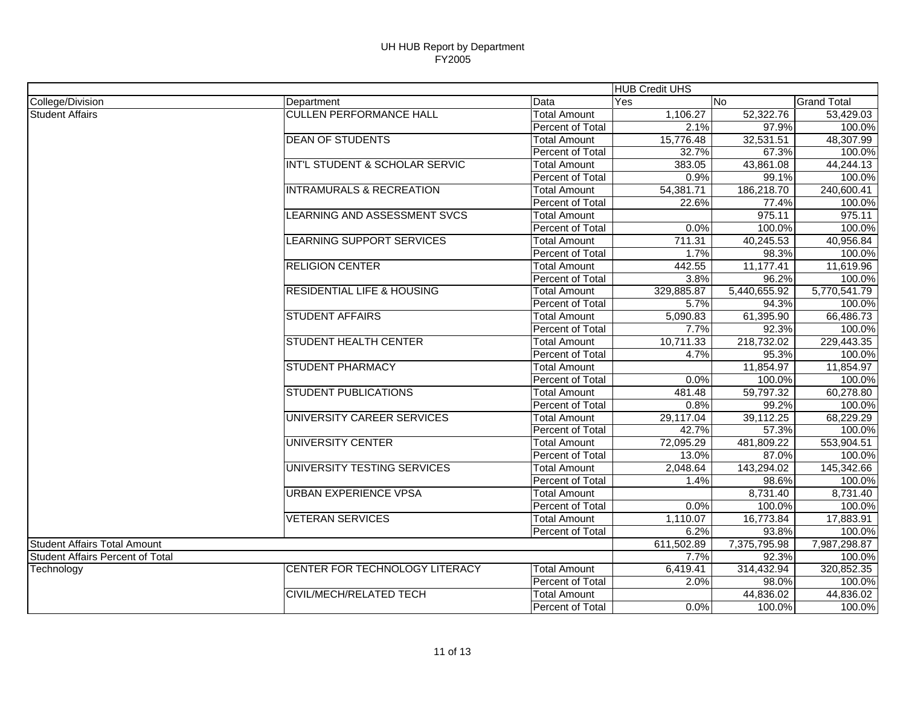# UH HUB Report by Department
## FY2005

| | | | HUB Credit UHS | | |
|---|---|---|---|---|---|
| College/Division | Department | Data | Yes | No | Grand Total |
| Student Affairs | CULLEN PERFORMANCE HALL | Total Amount | 1,106.27 | 52,322.76 | 53,429.03 |
| | | Percent of Total | 2.1% | 97.9% | 100.0% |
| | DEAN OF STUDENTS | Total Amount | 15,776.48 | 32,531.51 | 48,307.99 |
| | | Percent of Total | 32.7% | 67.3% | 100.0% |
| | INT'L STUDENT & SCHOLAR SERVIC | Total Amount | 383.05 | 43,861.08 | 44,244.13 |
| | | Percent of Total | 0.9% | 99.1% | 100.0% |
| | INTRAMURALS & RECREATION | Total Amount | 54,381.71 | 186,218.70 | 240,600.41 |
| | | Percent of Total | 22.6% | 77.4% | 100.0% |
| | LEARNING AND ASSESSMENT SVCS | Total Amount | | 975.11 | 975.11 |
| | | Percent of Total | 0.0% | 100.0% | 100.0% |
| | LEARNING SUPPORT SERVICES | Total Amount | 711.31 | 40,245.53 | 40,956.84 |
| | | Percent of Total | 1.7% | 98.3% | 100.0% |
| | RELIGION CENTER | Total Amount | 442.55 | 11,177.41 | 11,619.96 |
| | | Percent of Total | 3.8% | 96.2% | 100.0% |
| | RESIDENTIAL LIFE & HOUSING | Total Amount | 329,885.87 | 5,440,655.92 | 5,770,541.79 |
| | | Percent of Total | 5.7% | 94.3% | 100.0% |
| | STUDENT AFFAIRS | Total Amount | 5,090.83 | 61,395.90 | 66,486.73 |
| | | Percent of Total | 7.7% | 92.3% | 100.0% |
| | STUDENT HEALTH CENTER | Total Amount | 10,711.33 | 218,732.02 | 229,443.35 |
| | | Percent of Total | 4.7% | 95.3% | 100.0% |
| | STUDENT PHARMACY | Total Amount | | 11,854.97 | 11,854.97 |
| | | Percent of Total | 0.0% | 100.0% | 100.0% |
| | STUDENT PUBLICATIONS | Total Amount | 481.48 | 59,797.32 | 60,278.80 |
| | | Percent of Total | 0.8% | 99.2% | 100.0% |
| | UNIVERSITY CAREER SERVICES | Total Amount | 29,117.04 | 39,112.25 | 68,229.29 |
| | | Percent of Total | 42.7% | 57.3% | 100.0% |
| | UNIVERSITY CENTER | Total Amount | 72,095.29 | 481,809.22 | 553,904.51 |
| | | Percent of Total | 13.0% | 87.0% | 100.0% |
| | UNIVERSITY TESTING SERVICES | Total Amount | 2,048.64 | 143,294.02 | 145,342.66 |
| | | Percent of Total | 1.4% | 98.6% | 100.0% |
| | URBAN EXPERIENCE VPSA | Total Amount | | 8,731.40 | 8,731.40 |
| | | Percent of Total | 0.0% | 100.0% | 100.0% |
| | VETERAN SERVICES | Total Amount | 1,110.07 | 16,773.84 | 17,883.91 |
| | | Percent of Total | 6.2% | 93.8% | 100.0% |
| Student Affairs Total Amount | | | 611,502.89 | 7,375,795.98 | 7,987,298.87 |
| Student Affairs Percent of Total | | | 7.7% | 92.3% | 100.0% |
| Technology | CENTER FOR TECHNOLOGY LITERACY | Total Amount | 6,419.41 | 314,432.94 | 320,852.35 |
| | | Percent of Total | 2.0% | 98.0% | 100.0% |
| | CIVIL/MECH/RELATED TECH | Total Amount | | 44,836.02 | 44,836.02 |
| | | Percent of Total | 0.0% | 100.0% | 100.0% |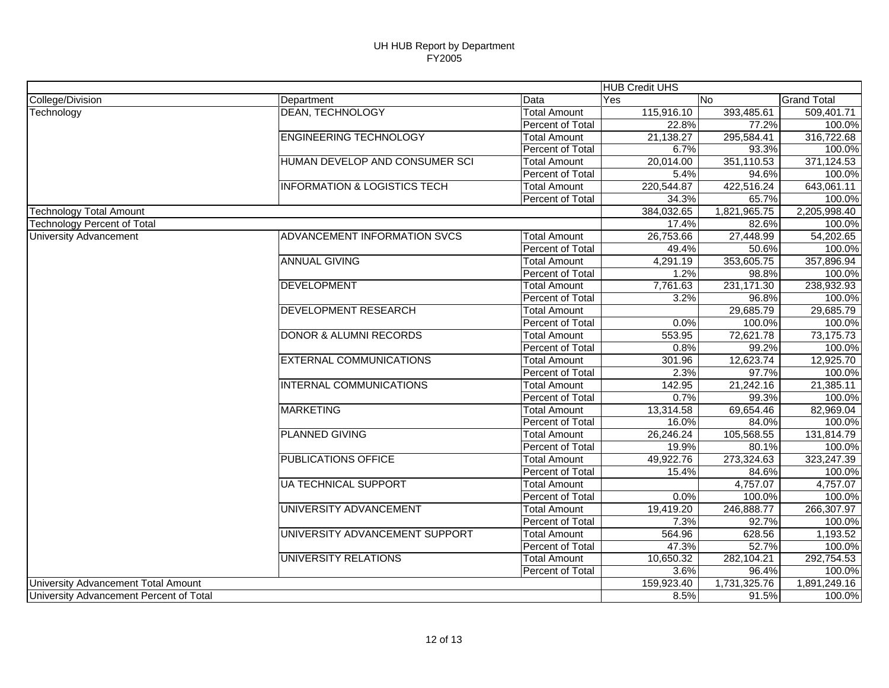# UH HUB Report by Department
## FY2005

| | | | HUB Credit UHS | | |
|---|---|---|---|---|---|
| College/Division | Department | Data | Yes | No | Grand Total |
| Technology | DEAN, TECHNOLOGY | Total Amount | 115,916.10 | 393,485.61 | 509,401.71 |
| | | Percent of Total | 22.8% | 77.2% | 100.0% |
| | ENGINEERING TECHNOLOGY | Total Amount | 21,138.27 | 295,584.41 | 316,722.68 |
| | | Percent of Total | 6.7% | 93.3% | 100.0% |
| | HUMAN DEVELOP AND CONSUMER SCI | Total Amount | 20,014.00 | 351,110.53 | 371,124.53 |
| | | Percent of Total | 5.4% | 94.6% | 100.0% |
| | INFORMATION & LOGISTICS TECH | Total Amount | 220,544.87 | 422,516.24 | 643,061.11 |
| | | Percent of Total | 34.3% | 65.7% | 100.0% |
| Technology Total Amount | | | 384,032.65 | 1,821,965.75 | 2,205,998.40 |
| Technology Percent of Total | | | 17.4% | 82.6% | 100.0% |
| University Advancement | ADVANCEMENT INFORMATION SVCS | Total Amount | 26,753.66 | 27,448.99 | 54,202.65 |
| | | Percent of Total | 49.4% | 50.6% | 100.0% |
| | ANNUAL GIVING | Total Amount | 4,291.19 | 353,605.75 | 357,896.94 |
| | | Percent of Total | 1.2% | 98.8% | 100.0% |
| | DEVELOPMENT | Total Amount | 7,761.63 | 231,171.30 | 238,932.93 |
| | | Percent of Total | 3.2% | 96.8% | 100.0% |
| | DEVELOPMENT RESEARCH | Total Amount | | 29,685.79 | 29,685.79 |
| | | Percent of Total | 0.0% | 100.0% | 100.0% |
| | DONOR & ALUMNI RECORDS | Total Amount | 553.95 | 72,621.78 | 73,175.73 |
| | | Percent of Total | 0.8% | 99.2% | 100.0% |
| | EXTERNAL COMMUNICATIONS | Total Amount | 301.96 | 12,623.74 | 12,925.70 |
| | | Percent of Total | 2.3% | 97.7% | 100.0% |
| | INTERNAL COMMUNICATIONS | Total Amount | 142.95 | 21,242.16 | 21,385.11 |
| | | Percent of Total | 0.7% | 99.3% | 100.0% |
| | MARKETING | Total Amount | 13,314.58 | 69,654.46 | 82,969.04 |
| | | Percent of Total | 16.0% | 84.0% | 100.0% |
| | PLANNED GIVING | Total Amount | 26,246.24 | 105,568.55 | 131,814.79 |
| | | Percent of Total | 19.9% | 80.1% | 100.0% |
| | PUBLICATIONS OFFICE | Total Amount | 49,922.76 | 273,324.63 | 323,247.39 |
| | | Percent of Total | 15.4% | 84.6% | 100.0% |
| | UA TECHNICAL SUPPORT | Total Amount | | 4,757.07 | 4,757.07 |
| | | Percent of Total | 0.0% | 100.0% | 100.0% |
| | UNIVERSITY ADVANCEMENT | Total Amount | 19,419.20 | 246,888.77 | 266,307.97 |
| | | Percent of Total | 7.3% | 92.7% | 100.0% |
| | UNIVERSITY ADVANCEMENT SUPPORT | Total Amount | 564.96 | 628.56 | 1,193.52 |
| | | Percent of Total | 47.3% | 52.7% | 100.0% |
| | UNIVERSITY RELATIONS | Total Amount | 10,650.32 | 282,104.21 | 292,754.53 |
| | | Percent of Total | 3.6% | 96.4% | 100.0% |
| University Advancement Total Amount | | | 159,923.40 | 1,731,325.76 | 1,891,249.16 |
| University Advancement Percent of Total | | | 8.5% | 91.5% | 100.0% |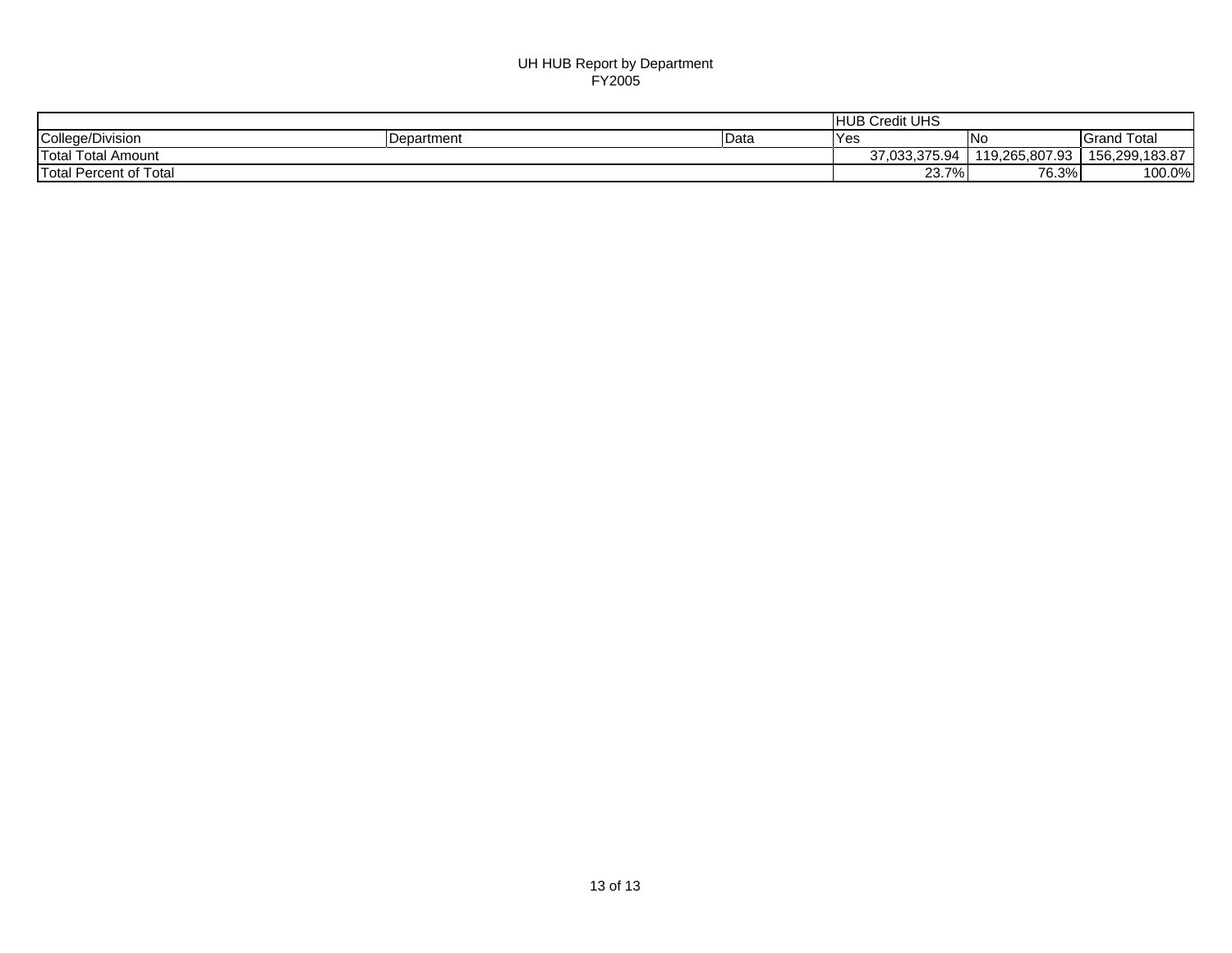UH HUB Report by Department
FY2005

| | | | HUB Credit UHS | | |
|---|---|---|---|---|---|
| College/Division | Department | Data | Yes | No | Grand Total |
| Total Total Amount | | | 37,033,375.94 | 119,265,807.93 | 156,299,183.87 |
| Total Percent of Total | | | 23.7% | 76.3% | 100.0% |